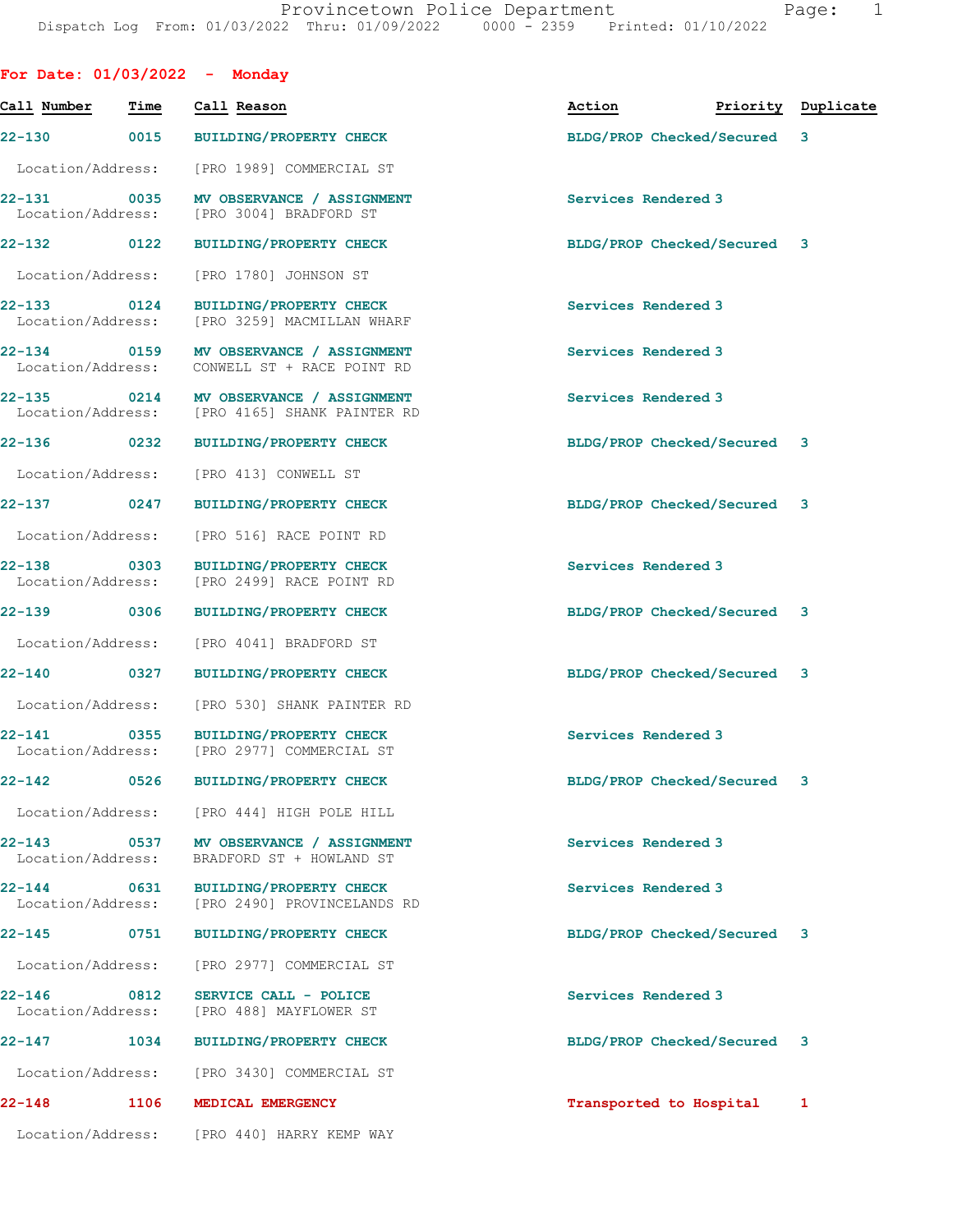# Provincetown Police Department

Dispatch Log From: 01/03/2022 Thru: 01/09/2022 0000 - 2359 Printed: 01/10/2022

## For Date: 01/03/2022 - Monday

| Call Number | Time | Call Reason | Action | Priority | Duplicate |
|---|---|---|---|---|---|
| 22-130 | 0015 | BUILDING/PROPERTY CHECK | BLDG/PROP Checked/Secured | 3 | |
| | | Location/Address: [PRO 1989] COMMERCIAL ST | | | |
| 22-131 | 0035 | MV OBSERVANCE / ASSIGNMENT | Services Rendered | 3 | |
| | | Location/Address: [PRO 3004] BRADFORD ST | | | |
| 22-132 | 0122 | BUILDING/PROPERTY CHECK | BLDG/PROP Checked/Secured | 3 | |
| | | Location/Address: [PRO 1780] JOHNSON ST | | | |
| 22-133 | 0124 | BUILDING/PROPERTY CHECK | Services Rendered | 3 | |
| | | Location/Address: [PRO 3259] MACMILLAN WHARF | | | |
| 22-134 | 0159 | MV OBSERVANCE / ASSIGNMENT | Services Rendered | 3 | |
| | | Location/Address: CONWELL ST + RACE POINT RD | | | |
| 22-135 | 0214 | MV OBSERVANCE / ASSIGNMENT | Services Rendered | 3 | |
| | | Location/Address: [PRO 4165] SHANK PAINTER RD | | | |
| 22-136 | 0232 | BUILDING/PROPERTY CHECK | BLDG/PROP Checked/Secured | 3 | |
| | | Location/Address: [PRO 413] CONWELL ST | | | |
| 22-137 | 0247 | BUILDING/PROPERTY CHECK | BLDG/PROP Checked/Secured | 3 | |
| | | Location/Address: [PRO 516] RACE POINT RD | | | |
| 22-138 | 0303 | BUILDING/PROPERTY CHECK | Services Rendered | 3 | |
| | | Location/Address: [PRO 2499] RACE POINT RD | | | |
| 22-139 | 0306 | BUILDING/PROPERTY CHECK | BLDG/PROP Checked/Secured | 3 | |
| | | Location/Address: [PRO 4041] BRADFORD ST | | | |
| 22-140 | 0327 | BUILDING/PROPERTY CHECK | BLDG/PROP Checked/Secured | 3 | |
| | | Location/Address: [PRO 530] SHANK PAINTER RD | | | |
| 22-141 | 0355 | BUILDING/PROPERTY CHECK | Services Rendered | 3 | |
| | | Location/Address: [PRO 2977] COMMERCIAL ST | | | |
| 22-142 | 0526 | BUILDING/PROPERTY CHECK | BLDG/PROP Checked/Secured | 3 | |
| | | Location/Address: [PRO 444] HIGH POLE HILL | | | |
| 22-143 | 0537 | MV OBSERVANCE / ASSIGNMENT | Services Rendered | 3 | |
| | | Location/Address: BRADFORD ST + HOWLAND ST | | | |
| 22-144 | 0631 | BUILDING/PROPERTY CHECK | Services Rendered | 3 | |
| | | Location/Address: [PRO 2490] PROVINCELANDS RD | | | |
| 22-145 | 0751 | BUILDING/PROPERTY CHECK | BLDG/PROP Checked/Secured | 3 | |
| | | Location/Address: [PRO 2977] COMMERCIAL ST | | | |
| 22-146 | 0812 | SERVICE CALL - POLICE | Services Rendered | 3 | |
| | | Location/Address: [PRO 488] MAYFLOWER ST | | | |
| 22-147 | 1034 | BUILDING/PROPERTY CHECK | BLDG/PROP Checked/Secured | 3 | |
| | | Location/Address: [PRO 3430] COMMERCIAL ST | | | |
| 22-148 | 1106 | MEDICAL EMERGENCY | Transported to Hospital | 1 | |
| | | Location/Address: [PRO 440] HARRY KEMP WAY | | | |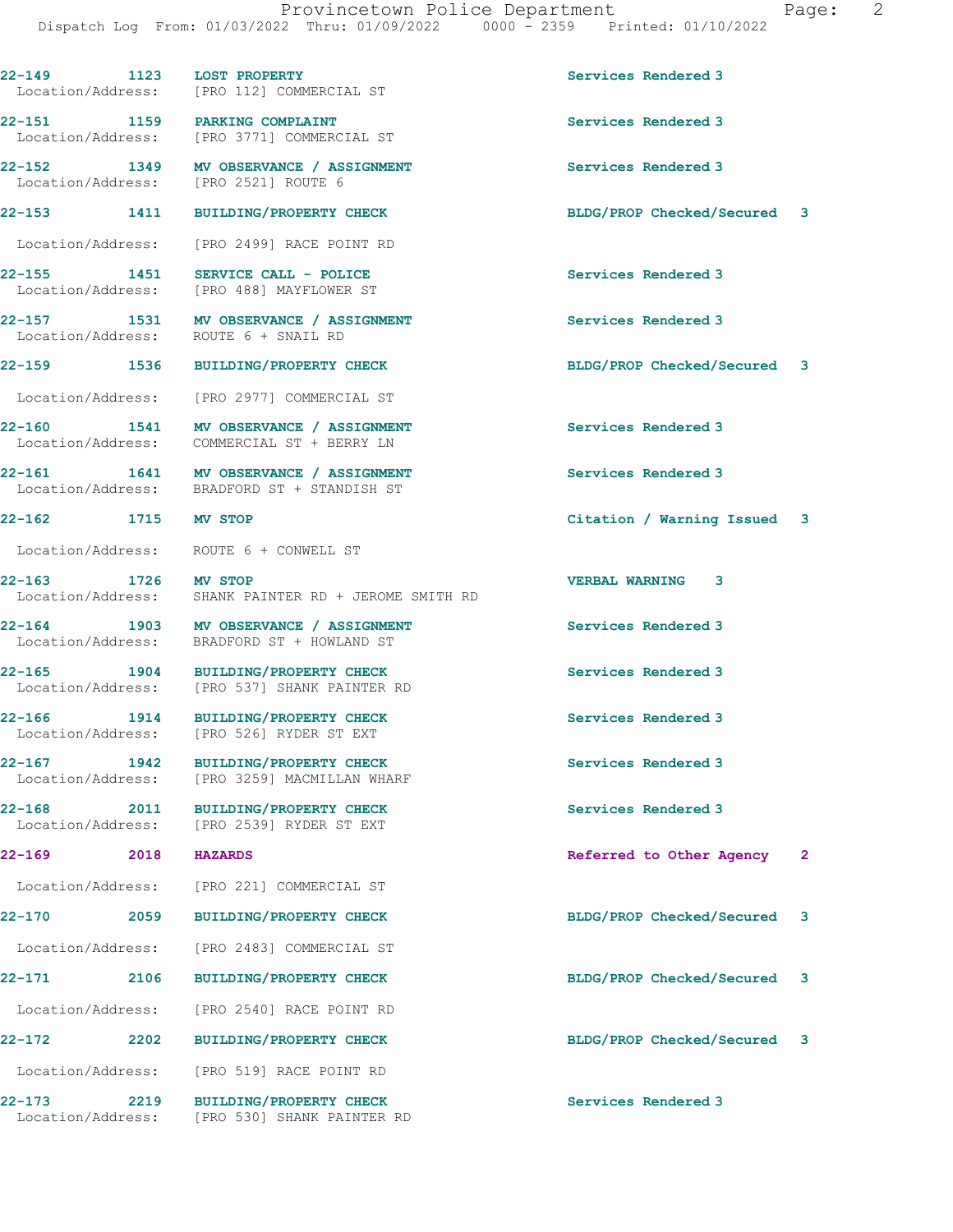22-149 1123 LOST PROPERTY Services Rendered 3
Location/Address: [PRO 112] COMMERCIAL ST

22-151 1159 PARKING COMPLAINT Services Rendered 3
Location/Address: [PRO 3771] COMMERCIAL ST

22-152 1349 MV OBSERVANCE / ASSIGNMENT Services Rendered 3
Location/Address: [PRO 2521] ROUTE 6

22-153 1411 BUILDING/PROPERTY CHECK BLDG/PROP Checked/Secured 3
Location/Address: [PRO 2499] RACE POINT RD

22-155 1451 SERVICE CALL - POLICE Services Rendered 3
Location/Address: [PRO 488] MAYFLOWER ST

22-157 1531 MV OBSERVANCE / ASSIGNMENT Services Rendered 3
Location/Address: ROUTE 6 + SNAIL RD

22-159 1536 BUILDING/PROPERTY CHECK BLDG/PROP Checked/Secured 3
Location/Address: [PRO 2977] COMMERCIAL ST

22-160 1541 MV OBSERVANCE / ASSIGNMENT Services Rendered 3
Location/Address: COMMERCIAL ST + BERRY LN

22-161 1641 MV OBSERVANCE / ASSIGNMENT Services Rendered 3
Location/Address: BRADFORD ST + STANDISH ST

22-162 1715 MV STOP Citation / Warning Issued 3
Location/Address: ROUTE 6 + CONWELL ST

22-163 1726 MV STOP VERBAL WARNING 3
Location/Address: SHANK PAINTER RD + JEROME SMITH RD

22-164 1903 MV OBSERVANCE / ASSIGNMENT Services Rendered 3
Location/Address: BRADFORD ST + HOWLAND ST

22-165 1904 BUILDING/PROPERTY CHECK Services Rendered 3
Location/Address: [PRO 537] SHANK PAINTER RD

22-166 1914 BUILDING/PROPERTY CHECK Services Rendered 3
Location/Address: [PRO 526] RYDER ST EXT

22-167 1942 BUILDING/PROPERTY CHECK Services Rendered 3
Location/Address: [PRO 3259] MACMILLAN WHARF

22-168 2011 BUILDING/PROPERTY CHECK Services Rendered 3
Location/Address: [PRO 2539] RYDER ST EXT

22-169 2018 HAZARDS Referred to Other Agency 2
Location/Address: [PRO 221] COMMERCIAL ST

22-170 2059 BUILDING/PROPERTY CHECK BLDG/PROP Checked/Secured 3
Location/Address: [PRO 2483] COMMERCIAL ST

22-171 2106 BUILDING/PROPERTY CHECK BLDG/PROP Checked/Secured 3
Location/Address: [PRO 2540] RACE POINT RD

22-172 2202 BUILDING/PROPERTY CHECK BLDG/PROP Checked/Secured 3
Location/Address: [PRO 519] RACE POINT RD

22-173 2219 BUILDING/PROPERTY CHECK Services Rendered 3
Location/Address: [PRO 530] SHANK PAINTER RD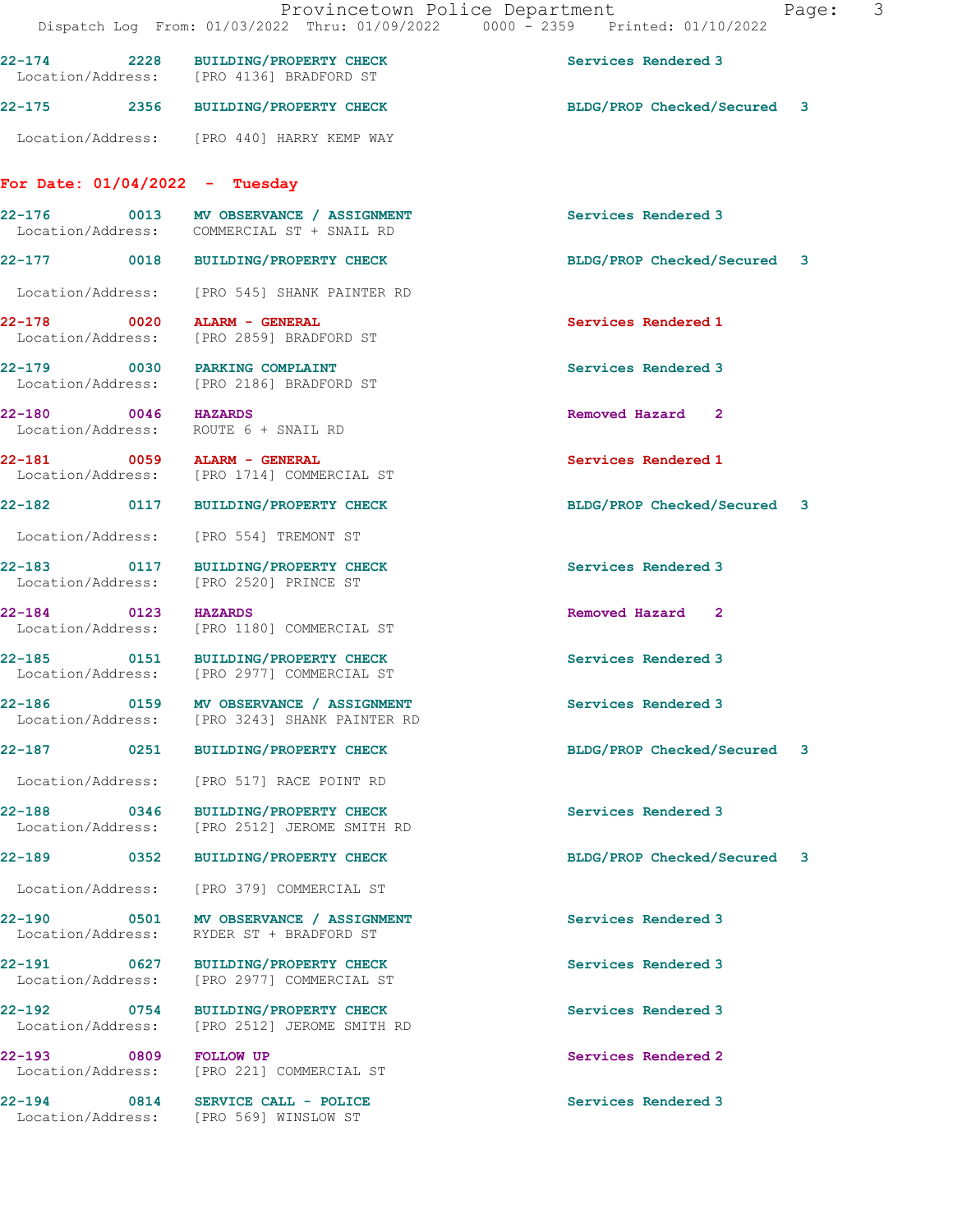22-174 2228 BUILDING/PROPERTY CHECK Services Rendered 3
Location/Address: [PRO 4136] BRADFORD ST

22-175 2356 BUILDING/PROPERTY CHECK BLDG/PROP Checked/Secured 3
Location/Address: [PRO 440] HARRY KEMP WAY

**For Date: 01/04/2022 - Tuesday**

22-176 0013 MV OBSERVANCE / ASSIGNMENT Services Rendered 3
Location/Address: COMMERCIAL ST + SNAIL RD

22-177 0018 BUILDING/PROPERTY CHECK BLDG/PROP Checked/Secured 3
Location/Address: [PRO 545] SHANK PAINTER RD

22-178 0020 ALARM - GENERAL Services Rendered 1
Location/Address: [PRO 2859] BRADFORD ST

22-179 0030 PARKING COMPLAINT Services Rendered 3
Location/Address: [PRO 2186] BRADFORD ST

22-180 0046 HAZARDS Removed Hazard 2
Location/Address: ROUTE 6 + SNAIL RD

22-181 0059 ALARM - GENERAL Services Rendered 1
Location/Address: [PRO 1714] COMMERCIAL ST

22-182 0117 BUILDING/PROPERTY CHECK BLDG/PROP Checked/Secured 3
Location/Address: [PRO 554] TREMONT ST

22-183 0117 BUILDING/PROPERTY CHECK Services Rendered 3
Location/Address: [PRO 2520] PRINCE ST

22-184 0123 HAZARDS Removed Hazard 2
Location/Address: [PRO 1180] COMMERCIAL ST

22-185 0151 BUILDING/PROPERTY CHECK Services Rendered 3
Location/Address: [PRO 2977] COMMERCIAL ST

22-186 0159 MV OBSERVANCE / ASSIGNMENT Services Rendered 3
Location/Address: [PRO 3243] SHANK PAINTER RD

22-187 0251 BUILDING/PROPERTY CHECK BLDG/PROP Checked/Secured 3
Location/Address: [PRO 517] RACE POINT RD

22-188 0346 BUILDING/PROPERTY CHECK Services Rendered 3
Location/Address: [PRO 2512] JEROME SMITH RD

22-189 0352 BUILDING/PROPERTY CHECK BLDG/PROP Checked/Secured 3
Location/Address: [PRO 379] COMMERCIAL ST

22-190 0501 MV OBSERVANCE / ASSIGNMENT Services Rendered 3
Location/Address: RYDER ST + BRADFORD ST

22-191 0627 BUILDING/PROPERTY CHECK Services Rendered 3
Location/Address: [PRO 2977] COMMERCIAL ST

22-192 0754 BUILDING/PROPERTY CHECK Services Rendered 3
Location/Address: [PRO 2512] JEROME SMITH RD

22-193 0809 FOLLOW UP Services Rendered 2
Location/Address: [PRO 221] COMMERCIAL ST

22-194 0814 SERVICE CALL - POLICE Services Rendered 3
Location/Address: [PRO 569] WINSLOW ST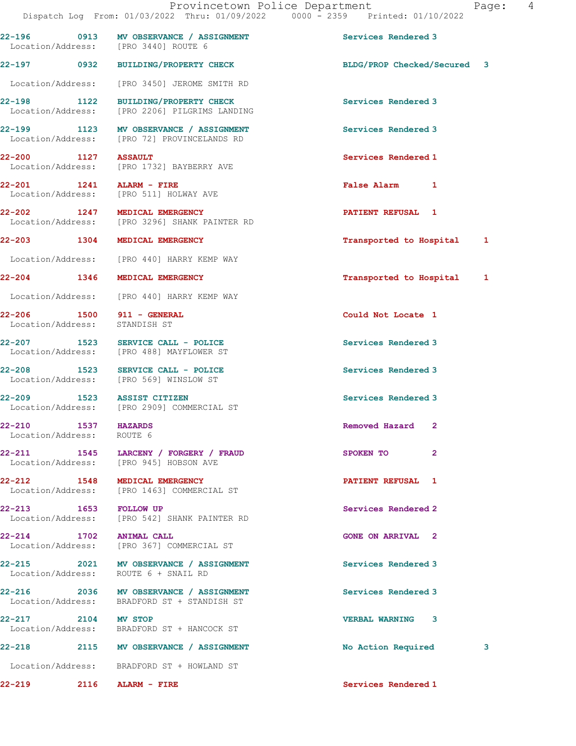22-196 0913 MV OBSERVANCE / ASSIGNMENT Services Rendered 3
Location/Address: [PRO 3440] ROUTE 6

22-197 0932 BUILDING/PROPERTY CHECK BLDG/PROP Checked/Secured 3
Location/Address: [PRO 3450] JEROME SMITH RD

22-198 1122 BUILDING/PROPERTY CHECK Services Rendered 3
Location/Address: [PRO 2206] PILGRIMS LANDING

22-199 1123 MV OBSERVANCE / ASSIGNMENT Services Rendered 3
Location/Address: [PRO 72] PROVINCELANDS RD

22-200 1127 ASSAULT Services Rendered 1
Location/Address: [PRO 1732] BAYBERRY AVE

22-201 1241 ALARM - FIRE False Alarm 1
Location/Address: [PRO 511] HOLWAY AVE

22-202 1247 MEDICAL EMERGENCY PATIENT REFUSAL 1
Location/Address: [PRO 3296] SHANK PAINTER RD

22-203 1304 MEDICAL EMERGENCY Transported to Hospital 1
Location/Address: [PRO 440] HARRY KEMP WAY

22-204 1346 MEDICAL EMERGENCY Transported to Hospital 1
Location/Address: [PRO 440] HARRY KEMP WAY

22-206 1500 911 - GENERAL Could Not Locate 1
Location/Address: STANDISH ST

22-207 1523 SERVICE CALL - POLICE Services Rendered 3
Location/Address: [PRO 488] MAYFLOWER ST

22-208 1523 SERVICE CALL - POLICE Services Rendered 3
Location/Address: [PRO 569] WINSLOW ST

22-209 1523 ASSIST CITIZEN Services Rendered 3
Location/Address: [PRO 2909] COMMERCIAL ST

22-210 1537 HAZARDS Removed Hazard 2
Location/Address: ROUTE 6

22-211 1545 LARCENY / FORGERY / FRAUD SPOKEN TO 2
Location/Address: [PRO 945] HOBSON AVE

22-212 1548 MEDICAL EMERGENCY PATIENT REFUSAL 1
Location/Address: [PRO 1463] COMMERCIAL ST

22-213 1653 FOLLOW UP Services Rendered 2
Location/Address: [PRO 542] SHANK PAINTER RD

22-214 1702 ANIMAL CALL GONE ON ARRIVAL 2
Location/Address: [PRO 367] COMMERCIAL ST

22-215 2021 MV OBSERVANCE / ASSIGNMENT Services Rendered 3
Location/Address: ROUTE 6 + SNAIL RD

22-216 2036 MV OBSERVANCE / ASSIGNMENT Services Rendered 3
Location/Address: BRADFORD ST + STANDISH ST

22-217 2104 MV STOP VERBAL WARNING 3
Location/Address: BRADFORD ST + HANCOCK ST

22-218 2115 MV OBSERVANCE / ASSIGNMENT No Action Required 3
Location/Address: BRADFORD ST + HOWLAND ST

22-219 2116 ALARM - FIRE Services Rendered 1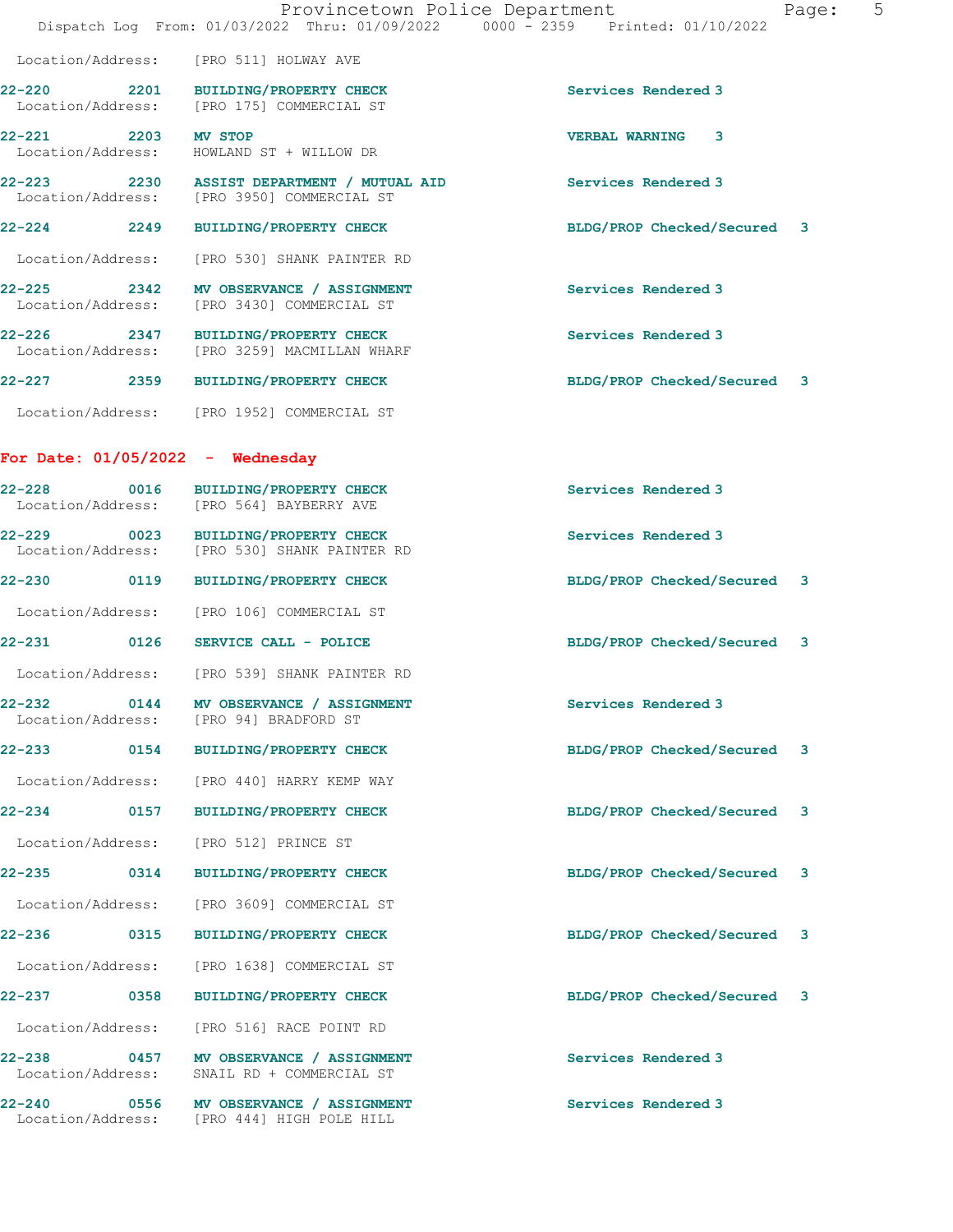Location/Address: [PRO 511] HOLWAY AVE

| Call # | Time | Call Reason | Action |
|---|---|---|---|
| 22-220 | 2201 | BUILDING/PROPERTY CHECK | Services Rendered 3 |
| | | Location/Address: [PRO 175] COMMERCIAL ST | |
| 22-221 | 2203 | MV STOP | VERBAL WARNING 3 |
| | | Location/Address: HOWLAND ST + WILLOW DR | |
| 22-223 | 2230 | ASSIST DEPARTMENT / MUTUAL AID | Services Rendered 3 |
| | | Location/Address: [PRO 3950] COMMERCIAL ST | |
| 22-224 | 2249 | BUILDING/PROPERTY CHECK | BLDG/PROP Checked/Secured 3 |
| | | Location/Address: [PRO 530] SHANK PAINTER RD | |
| 22-225 | 2342 | MV OBSERVANCE / ASSIGNMENT | Services Rendered 3 |
| | | Location/Address: [PRO 3430] COMMERCIAL ST | |
| 22-226 | 2347 | BUILDING/PROPERTY CHECK | Services Rendered 3 |
| | | Location/Address: [PRO 3259] MACMILLAN WHARF | |
| 22-227 | 2359 | BUILDING/PROPERTY CHECK | BLDG/PROP Checked/Secured 3 |
| | | Location/Address: [PRO 1952] COMMERCIAL ST | |

**For Date: 01/05/2022 - Wednesday**

| Call # | Time | Call Reason | Action |
|---|---|---|---|
| 22-228 | 0016 | BUILDING/PROPERTY CHECK | Services Rendered 3 |
| | | Location/Address: [PRO 564] BAYBERRY AVE | |
| 22-229 | 0023 | BUILDING/PROPERTY CHECK | Services Rendered 3 |
| | | Location/Address: [PRO 530] SHANK PAINTER RD | |
| 22-230 | 0119 | BUILDING/PROPERTY CHECK | BLDG/PROP Checked/Secured 3 |
| | | Location/Address: [PRO 106] COMMERCIAL ST | |
| 22-231 | 0126 | SERVICE CALL - POLICE | BLDG/PROP Checked/Secured 3 |
| | | Location/Address: [PRO 539] SHANK PAINTER RD | |
| 22-232 | 0144 | MV OBSERVANCE / ASSIGNMENT | Services Rendered 3 |
| | | Location/Address: [PRO 94] BRADFORD ST | |
| 22-233 | 0154 | BUILDING/PROPERTY CHECK | BLDG/PROP Checked/Secured 3 |
| | | Location/Address: [PRO 440] HARRY KEMP WAY | |
| 22-234 | 0157 | BUILDING/PROPERTY CHECK | BLDG/PROP Checked/Secured 3 |
| | | Location/Address: [PRO 512] PRINCE ST | |
| 22-235 | 0314 | BUILDING/PROPERTY CHECK | BLDG/PROP Checked/Secured 3 |
| | | Location/Address: [PRO 3609] COMMERCIAL ST | |
| 22-236 | 0315 | BUILDING/PROPERTY CHECK | BLDG/PROP Checked/Secured 3 |
| | | Location/Address: [PRO 1638] COMMERCIAL ST | |
| 22-237 | 0358 | BUILDING/PROPERTY CHECK | BLDG/PROP Checked/Secured 3 |
| | | Location/Address: [PRO 516] RACE POINT RD | |
| 22-238 | 0457 | MV OBSERVANCE / ASSIGNMENT | Services Rendered 3 |
| | | Location/Address: SNAIL RD + COMMERCIAL ST | |
| 22-240 | 0556 | MV OBSERVANCE / ASSIGNMENT | Services Rendered 3 |
| | | Location/Address: [PRO 444] HIGH POLE HILL | |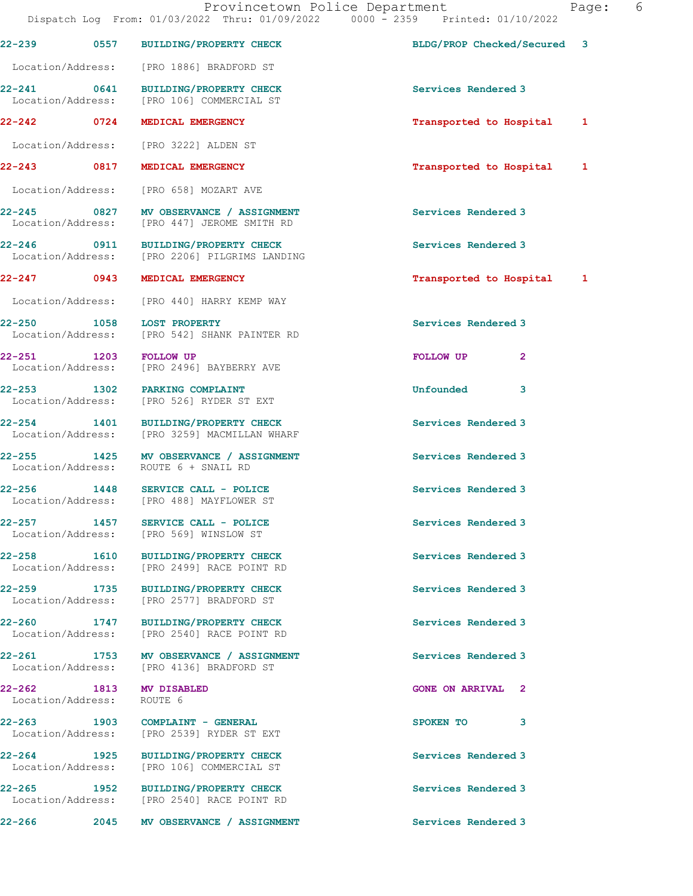| Call # | Time | Call Reason | Action | Priority |
|---|---|---|---|---|
| 22-239 | 0557 | BUILDING/PROPERTY CHECK | BLDG/PROP Checked/Secured | 3 |
| | | Location/Address: [PRO 1886] BRADFORD ST | | |
| 22-241 | 0641 | BUILDING/PROPERTY CHECK | Services Rendered | 3 |
| | | Location/Address: [PRO 106] COMMERCIAL ST | | |
| 22-242 | 0724 | MEDICAL EMERGENCY | Transported to Hospital | 1 |
| | | Location/Address: [PRO 3222] ALDEN ST | | |
| 22-243 | 0817 | MEDICAL EMERGENCY | Transported to Hospital | 1 |
| | | Location/Address: [PRO 658] MOZART AVE | | |
| 22-245 | 0827 | MV OBSERVANCE / ASSIGNMENT | Services Rendered | 3 |
| | | Location/Address: [PRO 447] JEROME SMITH RD | | |
| 22-246 | 0911 | BUILDING/PROPERTY CHECK | Services Rendered | 3 |
| | | Location/Address: [PRO 2206] PILGRIMS LANDING | | |
| 22-247 | 0943 | MEDICAL EMERGENCY | Transported to Hospital | 1 |
| | | Location/Address: [PRO 440] HARRY KEMP WAY | | |
| 22-250 | 1058 | LOST PROPERTY | Services Rendered | 3 |
| | | Location/Address: [PRO 542] SHANK PAINTER RD | | |
| 22-251 | 1203 | FOLLOW UP | FOLLOW UP | 2 |
| | | Location/Address: [PRO 2496] BAYBERRY AVE | | |
| 22-253 | 1302 | PARKING COMPLAINT | Unfounded | 3 |
| | | Location/Address: [PRO 526] RYDER ST EXT | | |
| 22-254 | 1401 | BUILDING/PROPERTY CHECK | Services Rendered | 3 |
| | | Location/Address: [PRO 3259] MACMILLAN WHARF | | |
| 22-255 | 1425 | MV OBSERVANCE / ASSIGNMENT | Services Rendered | 3 |
| | | Location/Address: ROUTE 6 + SNAIL RD | | |
| 22-256 | 1448 | SERVICE CALL - POLICE | Services Rendered | 3 |
| | | Location/Address: [PRO 488] MAYFLOWER ST | | |
| 22-257 | 1457 | SERVICE CALL - POLICE | Services Rendered | 3 |
| | | Location/Address: [PRO 569] WINSLOW ST | | |
| 22-258 | 1610 | BUILDING/PROPERTY CHECK | Services Rendered | 3 |
| | | Location/Address: [PRO 2499] RACE POINT RD | | |
| 22-259 | 1735 | BUILDING/PROPERTY CHECK | Services Rendered | 3 |
| | | Location/Address: [PRO 2577] BRADFORD ST | | |
| 22-260 | 1747 | BUILDING/PROPERTY CHECK | Services Rendered | 3 |
| | | Location/Address: [PRO 2540] RACE POINT RD | | |
| 22-261 | 1753 | MV OBSERVANCE / ASSIGNMENT | Services Rendered | 3 |
| | | Location/Address: [PRO 4136] BRADFORD ST | | |
| 22-262 | 1813 | MV DISABLED | GONE ON ARRIVAL | 2 |
| | | Location/Address: ROUTE 6 | | |
| 22-263 | 1903 | COMPLAINT - GENERAL | SPOKEN TO | 3 |
| | | Location/Address: [PRO 2539] RYDER ST EXT | | |
| 22-264 | 1925 | BUILDING/PROPERTY CHECK | Services Rendered | 3 |
| | | Location/Address: [PRO 106] COMMERCIAL ST | | |
| 22-265 | 1952 | BUILDING/PROPERTY CHECK | Services Rendered | 3 |
| | | Location/Address: [PRO 2540] RACE POINT RD | | |
| 22-266 | 2045 | MV OBSERVANCE / ASSIGNMENT | Services Rendered | 3 |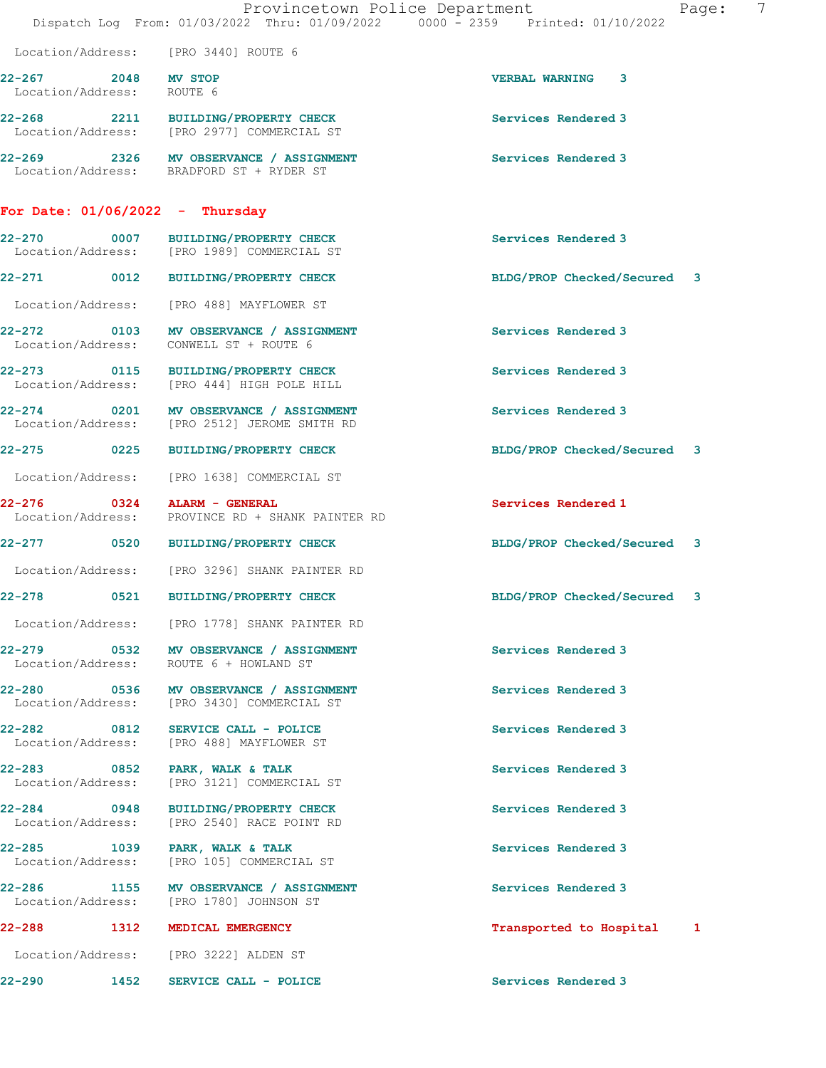Location/Address: [PRO 3440] ROUTE 6

**22-267** 2048 **MV STOP** **VERBAL WARNING 3**
Location/Address: ROUTE 6

**22-268** 2211 **BUILDING/PROPERTY CHECK** **Services Rendered 3**
Location/Address: [PRO 2977] COMMERCIAL ST

**22-269** 2326 **MV OBSERVANCE / ASSIGNMENT** **Services Rendered 3**
Location/Address: BRADFORD ST + RYDER ST

## For Date: 01/06/2022 - Thursday

**22-270** 0007 **BUILDING/PROPERTY CHECK** **Services Rendered 3**
Location/Address: [PRO 1989] COMMERCIAL ST

**22-271** 0012 **BUILDING/PROPERTY CHECK** **BLDG/PROP Checked/Secured 3**
Location/Address: [PRO 488] MAYFLOWER ST

**22-272** 0103 **MV OBSERVANCE / ASSIGNMENT** **Services Rendered 3**
Location/Address: CONWELL ST + ROUTE 6

**22-273** 0115 **BUILDING/PROPERTY CHECK** **Services Rendered 3**
Location/Address: [PRO 444] HIGH POLE HILL

**22-274** 0201 **MV OBSERVANCE / ASSIGNMENT** **Services Rendered 3**
Location/Address: [PRO 2512] JEROME SMITH RD

**22-275** 0225 **BUILDING/PROPERTY CHECK** **BLDG/PROP Checked/Secured 3**
Location/Address: [PRO 1638] COMMERCIAL ST

**22-276** 0324 **ALARM - GENERAL** **Services Rendered 1**
Location/Address: PROVINCE RD + SHANK PAINTER RD

**22-277** 0520 **BUILDING/PROPERTY CHECK** **BLDG/PROP Checked/Secured 3**
Location/Address: [PRO 3296] SHANK PAINTER RD

**22-278** 0521 **BUILDING/PROPERTY CHECK** **BLDG/PROP Checked/Secured 3**
Location/Address: [PRO 1778] SHANK PAINTER RD

**22-279** 0532 **MV OBSERVANCE / ASSIGNMENT** **Services Rendered 3**
Location/Address: ROUTE 6 + HOWLAND ST

**22-280** 0536 **MV OBSERVANCE / ASSIGNMENT** **Services Rendered 3**
Location/Address: [PRO 3430] COMMERCIAL ST

**22-282** 0812 **SERVICE CALL - POLICE** **Services Rendered 3**
Location/Address: [PRO 488] MAYFLOWER ST

**22-283** 0852 **PARK, WALK & TALK** **Services Rendered 3**
Location/Address: [PRO 3121] COMMERCIAL ST

**22-284** 0948 **BUILDING/PROPERTY CHECK** **Services Rendered 3**
Location/Address: [PRO 2540] RACE POINT RD

**22-285** 1039 **PARK, WALK & TALK** **Services Rendered 3**
Location/Address: [PRO 105] COMMERCIAL ST

**22-286** 1155 **MV OBSERVANCE / ASSIGNMENT** **Services Rendered 3**
Location/Address: [PRO 1780] JOHNSON ST

**22-288** 1312 **MEDICAL EMERGENCY** **Transported to Hospital 1**
Location/Address: [PRO 3222] ALDEN ST

**22-290** 1452 **SERVICE CALL - POLICE** **Services Rendered 3**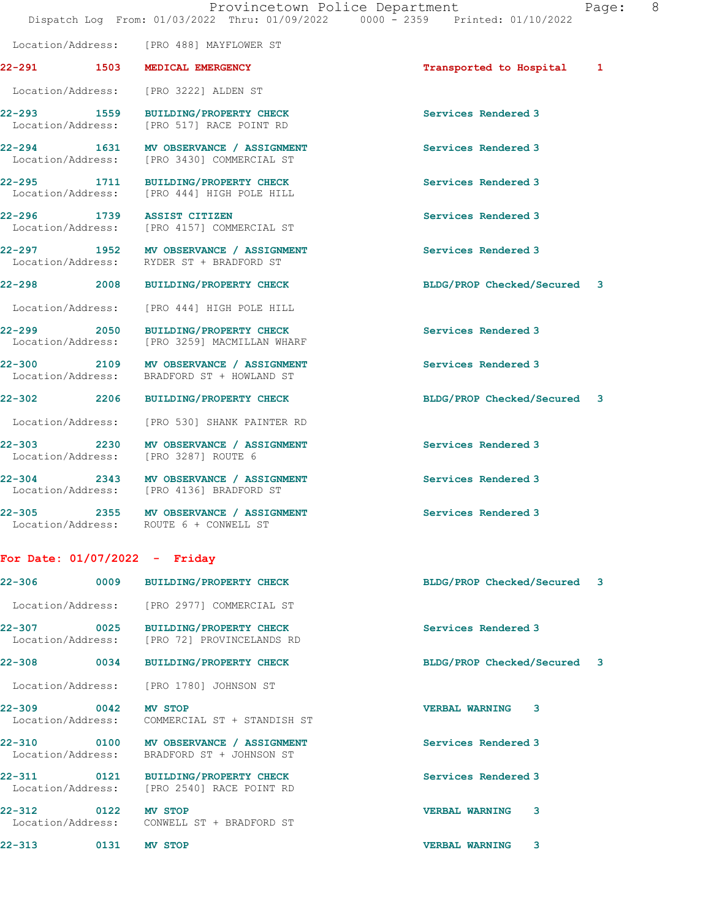Location/Address: [PRO 488] MAYFLOWER ST

| Call # | Time | Call Type | Disposition |
|---|---|---|---|
| 22-291 | 1503 | MEDICAL EMERGENCY | Transported to Hospital 1 |

Location/Address: [PRO 3222] ALDEN ST

| Call # | Time | Call Type | Disposition |
|---|---|---|---|
| 22-293 | 1559 | BUILDING/PROPERTY CHECK | Services Rendered 3 |

Location/Address: [PRO 517] RACE POINT RD

| Call # | Time | Call Type | Disposition |
|---|---|---|---|
| 22-294 | 1631 | MV OBSERVANCE / ASSIGNMENT | Services Rendered 3 |

Location/Address: [PRO 3430] COMMERCIAL ST

| Call # | Time | Call Type | Disposition |
|---|---|---|---|
| 22-295 | 1711 | BUILDING/PROPERTY CHECK | Services Rendered 3 |

Location/Address: [PRO 444] HIGH POLE HILL

| Call # | Time | Call Type | Disposition |
|---|---|---|---|
| 22-296 | 1739 | ASSIST CITIZEN | Services Rendered 3 |

Location/Address: [PRO 4157] COMMERCIAL ST

| Call # | Time | Call Type | Disposition |
|---|---|---|---|
| 22-297 | 1952 | MV OBSERVANCE / ASSIGNMENT | Services Rendered 3 |

Location/Address: RYDER ST + BRADFORD ST

| Call # | Time | Call Type | Disposition |
|---|---|---|---|
| 22-298 | 2008 | BUILDING/PROPERTY CHECK | BLDG/PROP Checked/Secured 3 |

Location/Address: [PRO 444] HIGH POLE HILL

| Call # | Time | Call Type | Disposition |
|---|---|---|---|
| 22-299 | 2050 | BUILDING/PROPERTY CHECK | Services Rendered 3 |

Location/Address: [PRO 3259] MACMILLAN WHARF

| Call # | Time | Call Type | Disposition |
|---|---|---|---|
| 22-300 | 2109 | MV OBSERVANCE / ASSIGNMENT | Services Rendered 3 |

Location/Address: BRADFORD ST + HOWLAND ST

| Call # | Time | Call Type | Disposition |
|---|---|---|---|
| 22-302 | 2206 | BUILDING/PROPERTY CHECK | BLDG/PROP Checked/Secured 3 |

Location/Address: [PRO 530] SHANK PAINTER RD

| Call # | Time | Call Type | Disposition |
|---|---|---|---|
| 22-303 | 2230 | MV OBSERVANCE / ASSIGNMENT | Services Rendered 3 |

Location/Address: [PRO 3287] ROUTE 6

| Call # | Time | Call Type | Disposition |
|---|---|---|---|
| 22-304 | 2343 | MV OBSERVANCE / ASSIGNMENT | Services Rendered 3 |

Location/Address: [PRO 4136] BRADFORD ST

| Call # | Time | Call Type | Disposition |
|---|---|---|---|
| 22-305 | 2355 | MV OBSERVANCE / ASSIGNMENT | Services Rendered 3 |

Location/Address: ROUTE 6 + CONWELL ST

## For Date: 01/07/2022 - Friday

| Call # | Time | Call Type | Disposition |
|---|---|---|---|
| 22-306 | 0009 | BUILDING/PROPERTY CHECK | BLDG/PROP Checked/Secured 3 |

Location/Address: [PRO 2977] COMMERCIAL ST

| Call # | Time | Call Type | Disposition |
|---|---|---|---|
| 22-307 | 0025 | BUILDING/PROPERTY CHECK | Services Rendered 3 |

Location/Address: [PRO 72] PROVINCELANDS RD

| Call # | Time | Call Type | Disposition |
|---|---|---|---|
| 22-308 | 0034 | BUILDING/PROPERTY CHECK | BLDG/PROP Checked/Secured 3 |

Location/Address: [PRO 1780] JOHNSON ST

| Call # | Time | Call Type | Disposition |
|---|---|---|---|
| 22-309 | 0042 | MV STOP | VERBAL WARNING 3 |

Location/Address: COMMERCIAL ST + STANDISH ST

| Call # | Time | Call Type | Disposition |
|---|---|---|---|
| 22-310 | 0100 | MV OBSERVANCE / ASSIGNMENT | Services Rendered 3 |

Location/Address: BRADFORD ST + JOHNSON ST

| Call # | Time | Call Type | Disposition |
|---|---|---|---|
| 22-311 | 0121 | BUILDING/PROPERTY CHECK | Services Rendered 3 |

Location/Address: [PRO 2540] RACE POINT RD

| Call # | Time | Call Type | Disposition |
|---|---|---|---|
| 22-312 | 0122 | MV STOP | VERBAL WARNING 3 |

Location/Address: CONWELL ST + BRADFORD ST

| Call # | Time | Call Type | Disposition |
|---|---|---|---|
| 22-313 | 0131 | MV STOP | VERBAL WARNING 3 |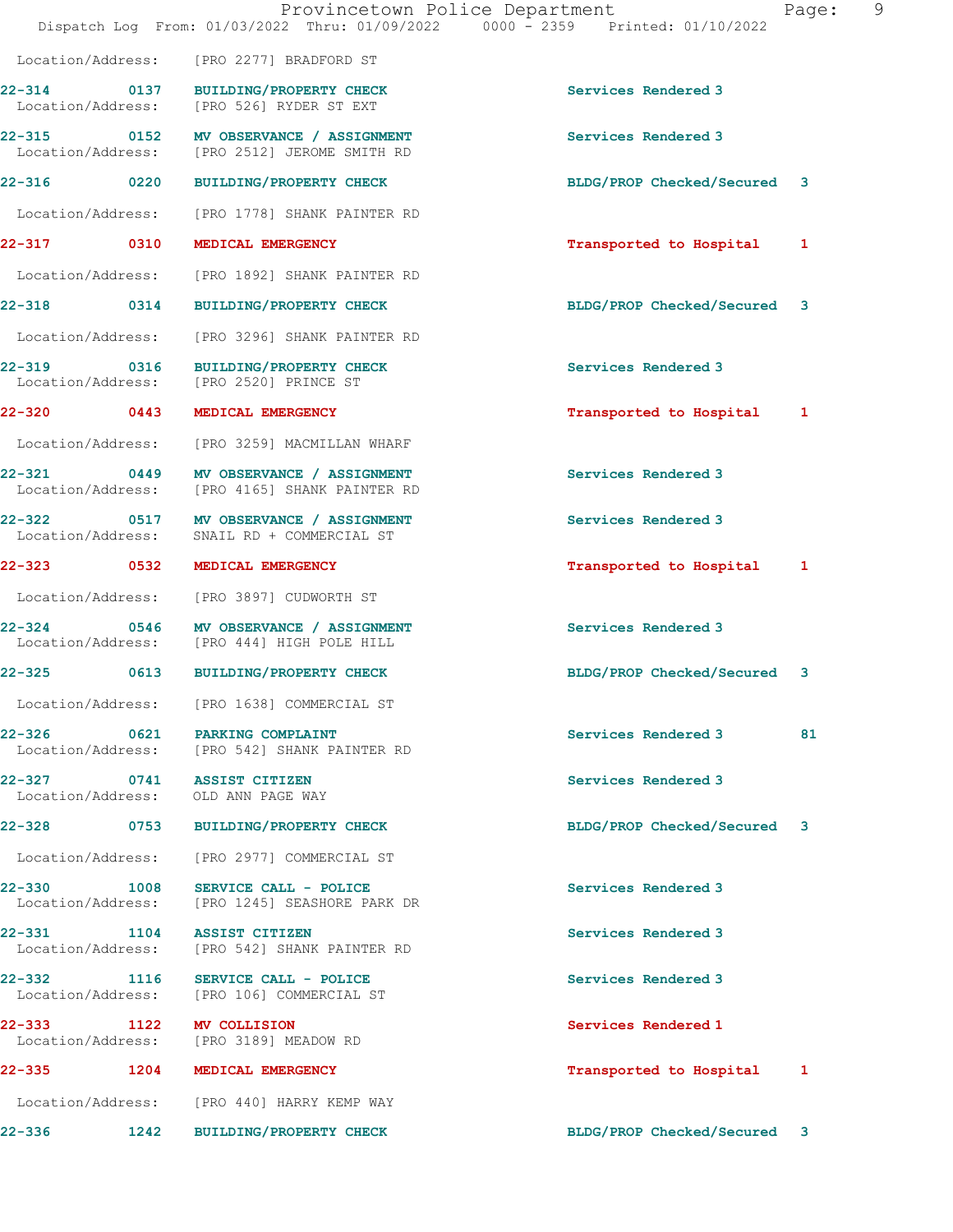Location/Address: [PRO 2277] BRADFORD ST

| Call # | Time | Call Reason | Action | Priority | |
|---|---|---|---|---|---|
| 22-314 | 0137 | BUILDING/PROPERTY CHECK | Services Rendered | 3 | |
| | | Location/Address: [PRO 526] RYDER ST EXT | | | |
| 22-315 | 0152 | MV OBSERVANCE / ASSIGNMENT | Services Rendered | 3 | |
| | | Location/Address: [PRO 2512] JEROME SMITH RD | | | |
| 22-316 | 0220 | BUILDING/PROPERTY CHECK | BLDG/PROP Checked/Secured | 3 | |
| | | Location/Address: [PRO 1778] SHANK PAINTER RD | | | |
| 22-317 | 0310 | MEDICAL EMERGENCY | Transported to Hospital | 1 | |
| | | Location/Address: [PRO 1892] SHANK PAINTER RD | | | |
| 22-318 | 0314 | BUILDING/PROPERTY CHECK | BLDG/PROP Checked/Secured | 3 | |
| | | Location/Address: [PRO 3296] SHANK PAINTER RD | | | |
| 22-319 | 0316 | BUILDING/PROPERTY CHECK | Services Rendered | 3 | |
| | | Location/Address: [PRO 2520] PRINCE ST | | | |
| 22-320 | 0443 | MEDICAL EMERGENCY | Transported to Hospital | 1 | |
| | | Location/Address: [PRO 3259] MACMILLAN WHARF | | | |
| 22-321 | 0449 | MV OBSERVANCE / ASSIGNMENT | Services Rendered | 3 | |
| | | Location/Address: [PRO 4165] SHANK PAINTER RD | | | |
| 22-322 | 0517 | MV OBSERVANCE / ASSIGNMENT | Services Rendered | 3 | |
| | | Location/Address: SNAIL RD + COMMERCIAL ST | | | |
| 22-323 | 0532 | MEDICAL EMERGENCY | Transported to Hospital | 1 | |
| | | Location/Address: [PRO 3897] CUDWORTH ST | | | |
| 22-324 | 0546 | MV OBSERVANCE / ASSIGNMENT | Services Rendered | 3 | |
| | | Location/Address: [PRO 444] HIGH POLE HILL | | | |
| 22-325 | 0613 | BUILDING/PROPERTY CHECK | BLDG/PROP Checked/Secured | 3 | |
| | | Location/Address: [PRO 1638] COMMERCIAL ST | | | |
| 22-326 | 0621 | PARKING COMPLAINT | Services Rendered | 3 | 81 |
| | | Location/Address: [PRO 542] SHANK PAINTER RD | | | |
| 22-327 | 0741 | ASSIST CITIZEN | Services Rendered | 3 | |
| | | Location/Address: OLD ANN PAGE WAY | | | |
| 22-328 | 0753 | BUILDING/PROPERTY CHECK | BLDG/PROP Checked/Secured | 3 | |
| | | Location/Address: [PRO 2977] COMMERCIAL ST | | | |
| 22-330 | 1008 | SERVICE CALL - POLICE | Services Rendered | 3 | |
| | | Location/Address: [PRO 1245] SEASHORE PARK DR | | | |
| 22-331 | 1104 | ASSIST CITIZEN | Services Rendered | 3 | |
| | | Location/Address: [PRO 542] SHANK PAINTER RD | | | |
| 22-332 | 1116 | SERVICE CALL - POLICE | Services Rendered | 3 | |
| | | Location/Address: [PRO 106] COMMERCIAL ST | | | |
| 22-333 | 1122 | MV COLLISION | Services Rendered | 1 | |
| | | Location/Address: [PRO 3189] MEADOW RD | | | |
| 22-335 | 1204 | MEDICAL EMERGENCY | Transported to Hospital | 1 | |
| | | Location/Address: [PRO 440] HARRY KEMP WAY | | | |
| 22-336 | 1242 | BUILDING/PROPERTY CHECK | BLDG/PROP Checked/Secured | 3 | |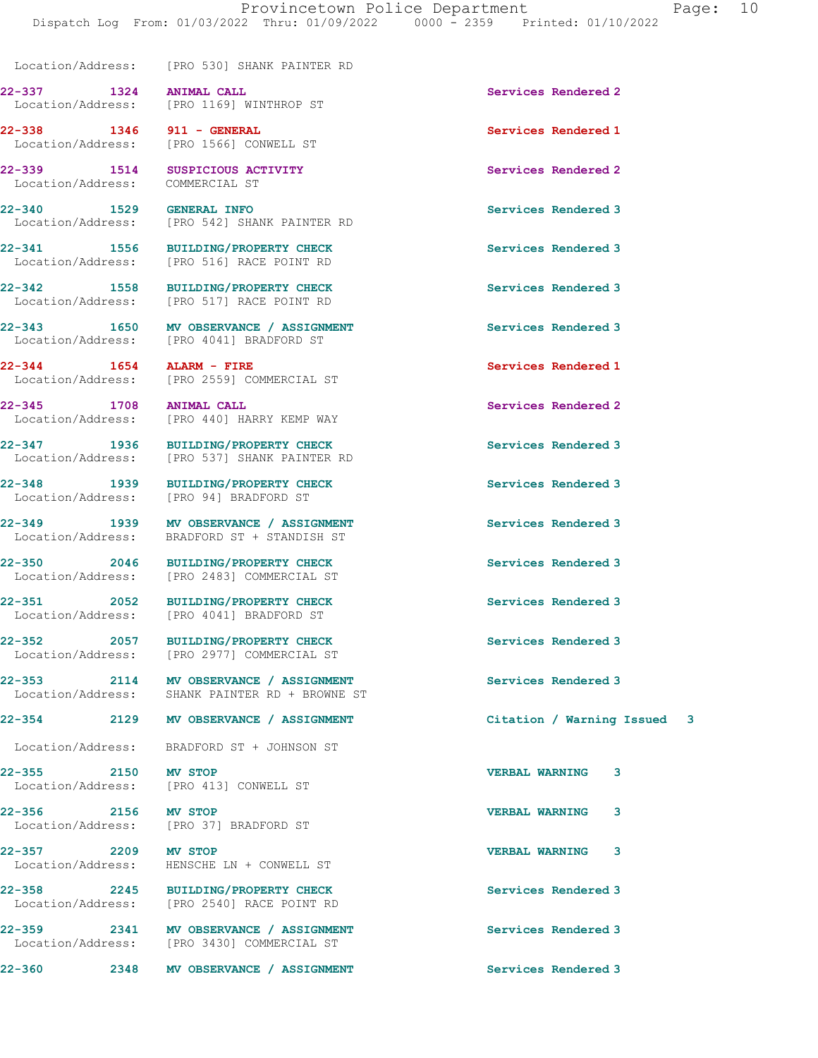Location/Address: [PRO 530] SHANK PAINTER RD

22-337 1324 ANIMAL CALL Services Rendered 2
Location/Address: [PRO 1169] WINTHROP ST

22-338 1346 911 - GENERAL Services Rendered 1
Location/Address: [PRO 1566] CONWELL ST

22-339 1514 SUSPICIOUS ACTIVITY Services Rendered 2
Location/Address: COMMERCIAL ST

22-340 1529 GENERAL INFO Services Rendered 3
Location/Address: [PRO 542] SHANK PAINTER RD

22-341 1556 BUILDING/PROPERTY CHECK Services Rendered 3
Location/Address: [PRO 516] RACE POINT RD

22-342 1558 BUILDING/PROPERTY CHECK Services Rendered 3
Location/Address: [PRO 517] RACE POINT RD

22-343 1650 MV OBSERVANCE / ASSIGNMENT Services Rendered 3
Location/Address: [PRO 4041] BRADFORD ST

22-344 1654 ALARM - FIRE Services Rendered 1
Location/Address: [PRO 2559] COMMERCIAL ST

22-345 1708 ANIMAL CALL Services Rendered 2
Location/Address: [PRO 440] HARRY KEMP WAY

22-347 1936 BUILDING/PROPERTY CHECK Services Rendered 3
Location/Address: [PRO 537] SHANK PAINTER RD

22-348 1939 BUILDING/PROPERTY CHECK Services Rendered 3
Location/Address: [PRO 94] BRADFORD ST

22-349 1939 MV OBSERVANCE / ASSIGNMENT Services Rendered 3
Location/Address: BRADFORD ST + STANDISH ST

22-350 2046 BUILDING/PROPERTY CHECK Services Rendered 3
Location/Address: [PRO 2483] COMMERCIAL ST

22-351 2052 BUILDING/PROPERTY CHECK Services Rendered 3
Location/Address: [PRO 4041] BRADFORD ST

22-352 2057 BUILDING/PROPERTY CHECK Services Rendered 3
Location/Address: [PRO 2977] COMMERCIAL ST

22-353 2114 MV OBSERVANCE / ASSIGNMENT Services Rendered 3
Location/Address: SHANK PAINTER RD + BROWNE ST

22-354 2129 MV OBSERVANCE / ASSIGNMENT Citation / Warning Issued 3
Location/Address: BRADFORD ST + JOHNSON ST

22-355 2150 MV STOP VERBAL WARNING 3
Location/Address: [PRO 413] CONWELL ST

22-356 2156 MV STOP VERBAL WARNING 3
Location/Address: [PRO 37] BRADFORD ST

22-357 2209 MV STOP VERBAL WARNING 3
Location/Address: HENSCHE LN + CONWELL ST

22-358 2245 BUILDING/PROPERTY CHECK Services Rendered 3
Location/Address: [PRO 2540] RACE POINT RD

22-359 2341 MV OBSERVANCE / ASSIGNMENT Services Rendered 3
Location/Address: [PRO 3430] COMMERCIAL ST

22-360 2348 MV OBSERVANCE / ASSIGNMENT Services Rendered 3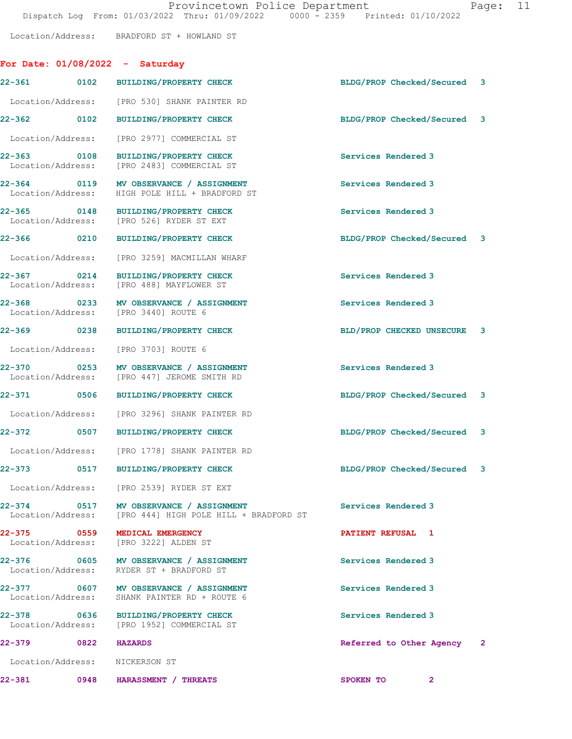Location/Address: BRADFORD ST + HOWLAND ST

## For Date: 01/08/2022 - Saturday

| Call # | Time | Call Reason | Action | Priority |
|---|---|---|---|---|
| 22-361 | 0102 | BUILDING/PROPERTY CHECK | BLDG/PROP Checked/Secured | 3 |
| | | Location/Address: [PRO 530] SHANK PAINTER RD | | |
| 22-362 | 0102 | BUILDING/PROPERTY CHECK | BLDG/PROP Checked/Secured | 3 |
| | | Location/Address: [PRO 2977] COMMERCIAL ST | | |
| 22-363 | 0108 | BUILDING/PROPERTY CHECK | Services Rendered | 3 |
| | | Location/Address: [PRO 2483] COMMERCIAL ST | | |
| 22-364 | 0119 | MV OBSERVANCE / ASSIGNMENT | Services Rendered | 3 |
| | | Location/Address: HIGH POLE HILL + BRADFORD ST | | |
| 22-365 | 0148 | BUILDING/PROPERTY CHECK | Services Rendered | 3 |
| | | Location/Address: [PRO 526] RYDER ST EXT | | |
| 22-366 | 0210 | BUILDING/PROPERTY CHECK | BLDG/PROP Checked/Secured | 3 |
| | | Location/Address: [PRO 3259] MACMILLAN WHARF | | |
| 22-367 | 0214 | BUILDING/PROPERTY CHECK | Services Rendered | 3 |
| | | Location/Address: [PRO 488] MAYFLOWER ST | | |
| 22-368 | 0233 | MV OBSERVANCE / ASSIGNMENT | Services Rendered | 3 |
| | | Location/Address: [PRO 3440] ROUTE 6 | | |
| 22-369 | 0238 | BUILDING/PROPERTY CHECK | BLD/PROP CHECKED UNSECURE | 3 |
| | | Location/Address: [PRO 3703] ROUTE 6 | | |
| 22-370 | 0253 | MV OBSERVANCE / ASSIGNMENT | Services Rendered | 3 |
| | | Location/Address: [PRO 447] JEROME SMITH RD | | |
| 22-371 | 0506 | BUILDING/PROPERTY CHECK | BLDG/PROP Checked/Secured | 3 |
| | | Location/Address: [PRO 3296] SHANK PAINTER RD | | |
| 22-372 | 0507 | BUILDING/PROPERTY CHECK | BLDG/PROP Checked/Secured | 3 |
| | | Location/Address: [PRO 1778] SHANK PAINTER RD | | |
| 22-373 | 0517 | BUILDING/PROPERTY CHECK | BLDG/PROP Checked/Secured | 3 |
| | | Location/Address: [PRO 2539] RYDER ST EXT | | |
| 22-374 | 0517 | MV OBSERVANCE / ASSIGNMENT | Services Rendered | 3 |
| | | Location/Address: [PRO 444] HIGH POLE HILL + BRADFORD ST | | |
| 22-375 | 0559 | MEDICAL EMERGENCY | PATIENT REFUSAL | 1 |
| | | Location/Address: [PRO 3222] ALDEN ST | | |
| 22-376 | 0605 | MV OBSERVANCE / ASSIGNMENT | Services Rendered | 3 |
| | | Location/Address: RYDER ST + BRADFORD ST | | |
| 22-377 | 0607 | MV OBSERVANCE / ASSIGNMENT | Services Rendered | 3 |
| | | Location/Address: SHANK PAINTER RD + ROUTE 6 | | |
| 22-378 | 0636 | BUILDING/PROPERTY CHECK | Services Rendered | 3 |
| | | Location/Address: [PRO 1952] COMMERCIAL ST | | |
| 22-379 | 0822 | HAZARDS | Referred to Other Agency | 2 |
| | | Location/Address: NICKERSON ST | | |
| 22-381 | 0948 | HARASSMENT / THREATS | SPOKEN TO | 2 |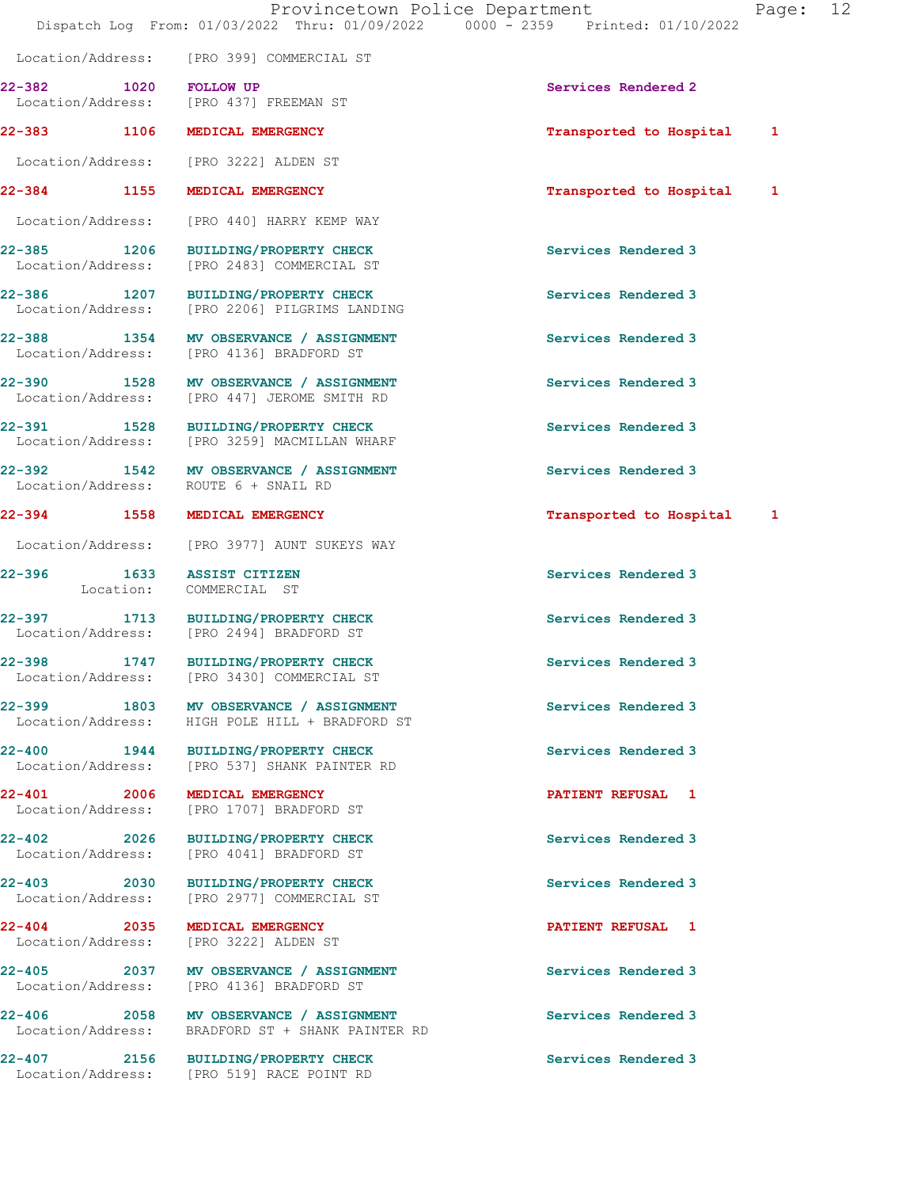Location/Address: [PRO 399] COMMERCIAL ST

| Call # | Time | Call Reason | Action |
|---|---|---|---|
| 22-382 | 1020 | FOLLOW UP | Services Rendered 2 |
| | | Location/Address: [PRO 437] FREEMAN ST | |
| 22-383 | 1106 | MEDICAL EMERGENCY | Transported to Hospital 1 |
| | | Location/Address: [PRO 3222] ALDEN ST | |
| 22-384 | 1155 | MEDICAL EMERGENCY | Transported to Hospital 1 |
| | | Location/Address: [PRO 440] HARRY KEMP WAY | |
| 22-385 | 1206 | BUILDING/PROPERTY CHECK | Services Rendered 3 |
| | | Location/Address: [PRO 2483] COMMERCIAL ST | |
| 22-386 | 1207 | BUILDING/PROPERTY CHECK | Services Rendered 3 |
| | | Location/Address: [PRO 2206] PILGRIMS LANDING | |
| 22-388 | 1354 | MV OBSERVANCE / ASSIGNMENT | Services Rendered 3 |
| | | Location/Address: [PRO 4136] BRADFORD ST | |
| 22-390 | 1528 | MV OBSERVANCE / ASSIGNMENT | Services Rendered 3 |
| | | Location/Address: [PRO 447] JEROME SMITH RD | |
| 22-391 | 1528 | BUILDING/PROPERTY CHECK | Services Rendered 3 |
| | | Location/Address: [PRO 3259] MACMILLAN WHARF | |
| 22-392 | 1542 | MV OBSERVANCE / ASSIGNMENT | Services Rendered 3 |
| | | Location/Address: ROUTE 6 + SNAIL RD | |
| 22-394 | 1558 | MEDICAL EMERGENCY | Transported to Hospital 1 |
| | | Location/Address: [PRO 3977] AUNT SUKEYS WAY | |
| 22-396 | 1633 | ASSIST CITIZEN | Services Rendered 3 |
| | | Location: COMMERCIAL ST | |
| 22-397 | 1713 | BUILDING/PROPERTY CHECK | Services Rendered 3 |
| | | Location/Address: [PRO 2494] BRADFORD ST | |
| 22-398 | 1747 | BUILDING/PROPERTY CHECK | Services Rendered 3 |
| | | Location/Address: [PRO 3430] COMMERCIAL ST | |
| 22-399 | 1803 | MV OBSERVANCE / ASSIGNMENT | Services Rendered 3 |
| | | Location/Address: HIGH POLE HILL + BRADFORD ST | |
| 22-400 | 1944 | BUILDING/PROPERTY CHECK | Services Rendered 3 |
| | | Location/Address: [PRO 537] SHANK PAINTER RD | |
| 22-401 | 2006 | MEDICAL EMERGENCY | PATIENT REFUSAL 1 |
| | | Location/Address: [PRO 1707] BRADFORD ST | |
| 22-402 | 2026 | BUILDING/PROPERTY CHECK | Services Rendered 3 |
| | | Location/Address: [PRO 4041] BRADFORD ST | |
| 22-403 | 2030 | BUILDING/PROPERTY CHECK | Services Rendered 3 |
| | | Location/Address: [PRO 2977] COMMERCIAL ST | |
| 22-404 | 2035 | MEDICAL EMERGENCY | PATIENT REFUSAL 1 |
| | | Location/Address: [PRO 3222] ALDEN ST | |
| 22-405 | 2037 | MV OBSERVANCE / ASSIGNMENT | Services Rendered 3 |
| | | Location/Address: [PRO 4136] BRADFORD ST | |
| 22-406 | 2058 | MV OBSERVANCE / ASSIGNMENT | Services Rendered 3 |
| | | Location/Address: BRADFORD ST + SHANK PAINTER RD | |
| 22-407 | 2156 | BUILDING/PROPERTY CHECK | Services Rendered 3 |
| | | Location/Address: [PRO 519] RACE POINT RD | |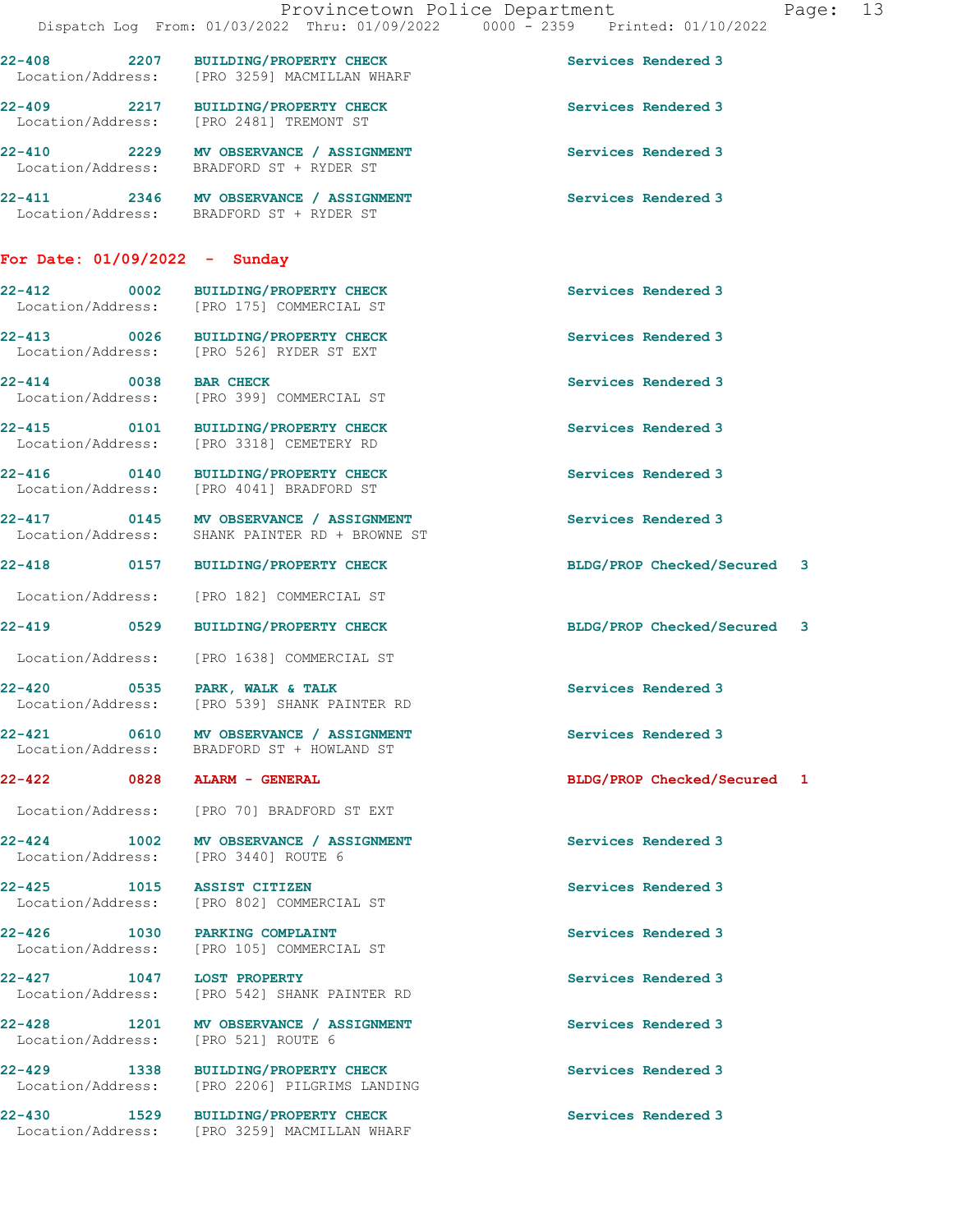22-408 2207 BUILDING/PROPERTY CHECK Services Rendered 3
Location/Address: [PRO 3259] MACMILLAN WHARF

22-409 2217 BUILDING/PROPERTY CHECK Services Rendered 3
Location/Address: [PRO 2481] TREMONT ST

22-410 2229 MV OBSERVANCE / ASSIGNMENT Services Rendered 3
Location/Address: BRADFORD ST + RYDER ST

22-411 2346 MV OBSERVANCE / ASSIGNMENT Services Rendered 3
Location/Address: BRADFORD ST + RYDER ST

**For Date: 01/09/2022 - Sunday**

22-412 0002 BUILDING/PROPERTY CHECK Services Rendered 3
Location/Address: [PRO 175] COMMERCIAL ST

22-413 0026 BUILDING/PROPERTY CHECK Services Rendered 3
Location/Address: [PRO 526] RYDER ST EXT

22-414 0038 BAR CHECK Services Rendered 3
Location/Address: [PRO 399] COMMERCIAL ST

22-415 0101 BUILDING/PROPERTY CHECK Services Rendered 3
Location/Address: [PRO 3318] CEMETERY RD

22-416 0140 BUILDING/PROPERTY CHECK Services Rendered 3
Location/Address: [PRO 4041] BRADFORD ST

22-417 0145 MV OBSERVANCE / ASSIGNMENT Services Rendered 3
Location/Address: SHANK PAINTER RD + BROWNE ST

22-418 0157 BUILDING/PROPERTY CHECK BLDG/PROP Checked/Secured 3
Location/Address: [PRO 182] COMMERCIAL ST

22-419 0529 BUILDING/PROPERTY CHECK BLDG/PROP Checked/Secured 3
Location/Address: [PRO 1638] COMMERCIAL ST

22-420 0535 PARK, WALK & TALK Services Rendered 3
Location/Address: [PRO 539] SHANK PAINTER RD

22-421 0610 MV OBSERVANCE / ASSIGNMENT Services Rendered 3
Location/Address: BRADFORD ST + HOWLAND ST

22-422 0828 ALARM - GENERAL BLDG/PROP Checked/Secured 1
Location/Address: [PRO 70] BRADFORD ST EXT

22-424 1002 MV OBSERVANCE / ASSIGNMENT Services Rendered 3
Location/Address: [PRO 3440] ROUTE 6

22-425 1015 ASSIST CITIZEN Services Rendered 3
Location/Address: [PRO 802] COMMERCIAL ST

22-426 1030 PARKING COMPLAINT Services Rendered 3
Location/Address: [PRO 105] COMMERCIAL ST

22-427 1047 LOST PROPERTY Services Rendered 3
Location/Address: [PRO 542] SHANK PAINTER RD

22-428 1201 MV OBSERVANCE / ASSIGNMENT Services Rendered 3
Location/Address: [PRO 521] ROUTE 6

22-429 1338 BUILDING/PROPERTY CHECK Services Rendered 3
Location/Address: [PRO 2206] PILGRIMS LANDING

22-430 1529 BUILDING/PROPERTY CHECK Services Rendered 3
Location/Address: [PRO 3259] MACMILLAN WHARF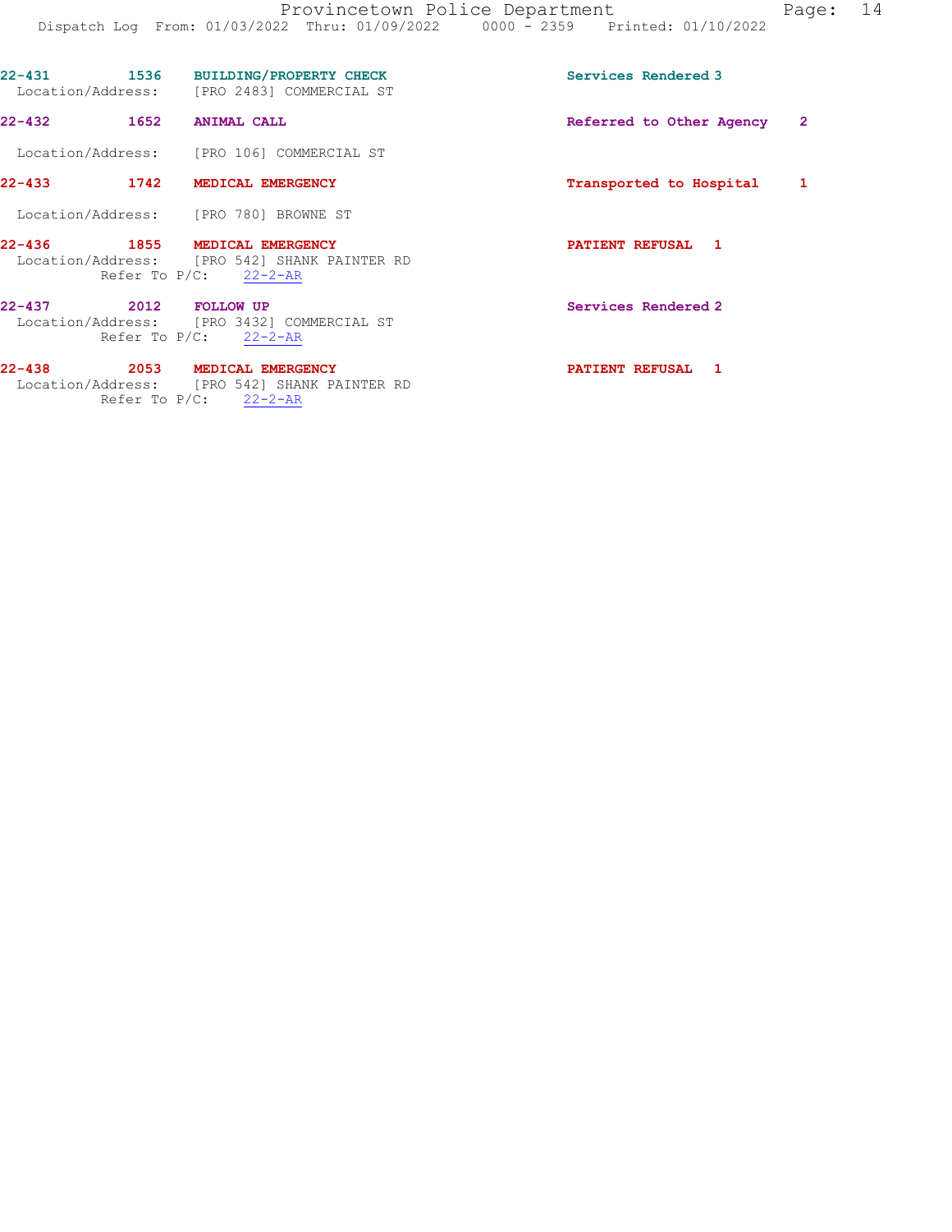22-431 1536 BUILDING/PROPERTY CHECK Services Rendered 3
Location/Address: [PRO 2483] COMMERCIAL ST

22-432 1652 ANIMAL CALL Referred to Other Agency 2
Location/Address: [PRO 106] COMMERCIAL ST

22-433 1742 MEDICAL EMERGENCY Transported to Hospital 1
Location/Address: [PRO 780] BROWNE ST

22-436 1855 MEDICAL EMERGENCY PATIENT REFUSAL 1
Location/Address: [PRO 542] SHANK PAINTER RD
Refer To P/C: 22-2-AR

22-437 2012 FOLLOW UP Services Rendered 2
Location/Address: [PRO 3432] COMMERCIAL ST
Refer To P/C: 22-2-AR

22-438 2053 MEDICAL EMERGENCY PATIENT REFUSAL 1
Location/Address: [PRO 542] SHANK PAINTER RD
Refer To P/C: 22-2-AR